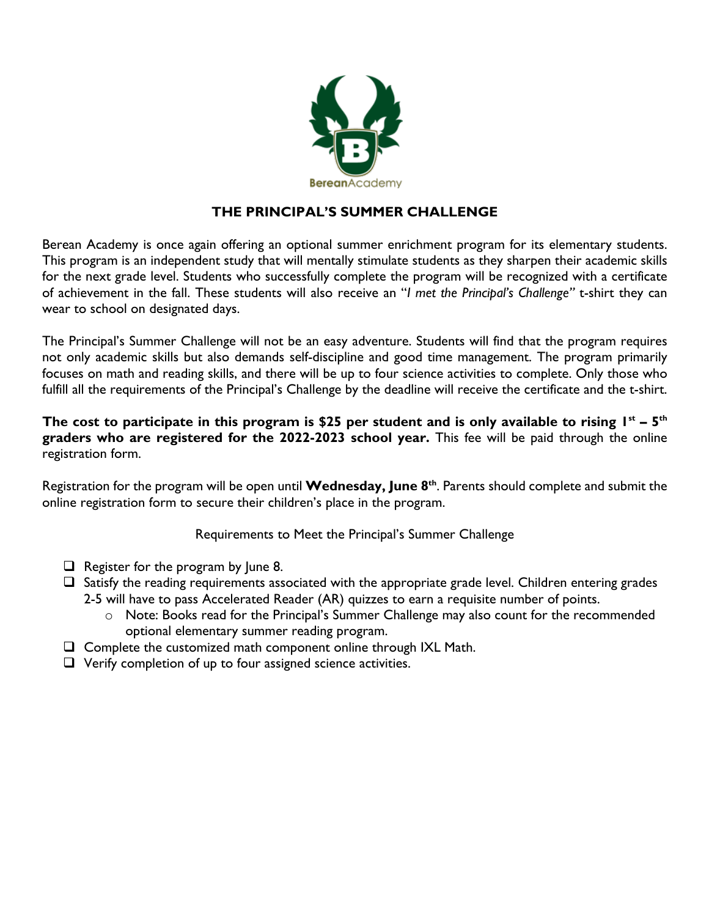BereanAcademy

# THE PRINCIPAL'S SUMMER CHALLENGE

Berean Academy is once again offering an optional summer enrichment program for its elementary students. This program is an independent study that will mentally stimulate students as they sharpen their academic skills for the next grade level. Students who successfully complete the program will be recognized with a certificate of achievement in the fall. These students will also receive an "*I met the Principal's Challenge*" t-shirt they can wear to school on designated days.

The Principal's Summer Challenge will not be an easy adventure. Students will find that the program requires not only academic skills but also demands self-discipline and good time management. The program primarily focuses on math and reading skills, and there will be up to four science activities to complete. Only those who fulfill all the requirements of the Principal's Challenge by the deadline will receive the certificate and the t-shirt.

**The cost to participate in this program is $25 per student and is only available to rising 1st – 5th graders who are registered for the 2022-2023 school year.** This fee will be paid through the online registration form.

Registration for the program will be open until **Wednesday, June 8th**. Parents should complete and submit the online registration form to secure their children's place in the program.

Requirements to Meet the Principal's Summer Challenge

- ❑ Register for the program by June 8.
- ❑ Satisfy the reading requirements associated with the appropriate grade level. Children entering grades 2-5 will have to pass Accelerated Reader (AR) quizzes to earn a requisite number of points.
  - Note: Books read for the Principal's Summer Challenge may also count for the recommended optional elementary summer reading program.
- ❑ Complete the customized math component online through IXL Math.
- ❑ Verify completion of up to four assigned science activities.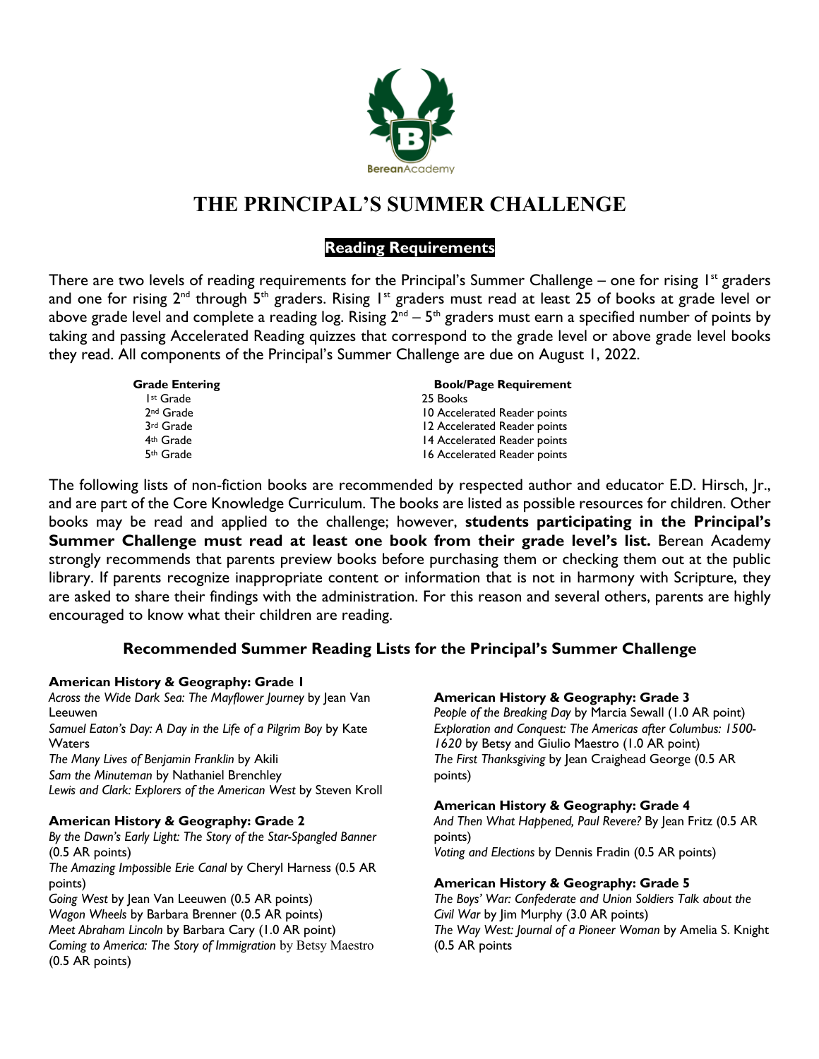# THE PRINCIPAL'S SUMMER CHALLENGE

## Reading Requirements

There are two levels of reading requirements for the Principal's Summer Challenge – one for rising 1st graders and one for rising 2nd through 5th graders. Rising 1st graders must read at least 25 of books at grade level or above grade level and complete a reading log. Rising 2nd – 5th graders must earn a specified number of points by taking and passing Accelerated Reading quizzes that correspond to the grade level or above grade level books they read. All components of the Principal's Summer Challenge are due on August 1, 2022.

| Grade Entering | Book/Page Requirement |
|---|---|
| 1st Grade | 25 Books |
| 2nd Grade | 10 Accelerated Reader points |
| 3rd Grade | 12 Accelerated Reader points |
| 4th Grade | 14 Accelerated Reader points |
| 5th Grade | 16 Accelerated Reader points |

The following lists of non-fiction books are recommended by respected author and educator E.D. Hirsch, Jr., and are part of the Core Knowledge Curriculum. The books are listed as possible resources for children. Other books may be read and applied to the challenge; however, **students participating in the Principal's Summer Challenge must read at least one book from their grade level's list.** Berean Academy strongly recommends that parents preview books before purchasing them or checking them out at the public library. If parents recognize inappropriate content or information that is not in harmony with Scripture, they are asked to share their findings with the administration. For this reason and several others, parents are highly encouraged to know what their children are reading.

### Recommended Summer Reading Lists for the Principal's Summer Challenge

**American History & Geography: Grade 1**

*Across the Wide Dark Sea: The Mayflower Journey* by Jean Van Leeuwen
*Samuel Eaton's Day: A Day in the Life of a Pilgrim Boy* by Kate Waters
*The Many Lives of Benjamin Franklin* by Akili
*Sam the Minuteman* by Nathaniel Brenchley
*Lewis and Clark: Explorers of the American West* by Steven Kroll

**American History & Geography: Grade 2**

*By the Dawn's Early Light: The Story of the Star-Spangled Banner* (0.5 AR points)
*The Amazing Impossible Erie Canal* by Cheryl Harness (0.5 AR points)
*Going West* by Jean Van Leeuwen (0.5 AR points)
*Wagon Wheels* by Barbara Brenner (0.5 AR points)
*Meet Abraham Lincoln* by Barbara Cary (1.0 AR point)
*Coming to America: The Story of Immigration* by Betsy Maestro (0.5 AR points)

**American History & Geography: Grade 3**

*People of the Breaking Day* by Marcia Sewall (1.0 AR point)
*Exploration and Conquest: The Americas after Columbus: 1500-1620* by Betsy and Giulio Maestro (1.0 AR point)
*The First Thanksgiving* by Jean Craighead George (0.5 AR points)

**American History & Geography: Grade 4**

*And Then What Happened, Paul Revere?* By Jean Fritz (0.5 AR points)
*Voting and Elections* by Dennis Fradin (0.5 AR points)

**American History & Geography: Grade 5**

*The Boys' War: Confederate and Union Soldiers Talk about the Civil War* by Jim Murphy (3.0 AR points)
*The Way West: Journal of a Pioneer Woman* by Amelia S. Knight (0.5 AR points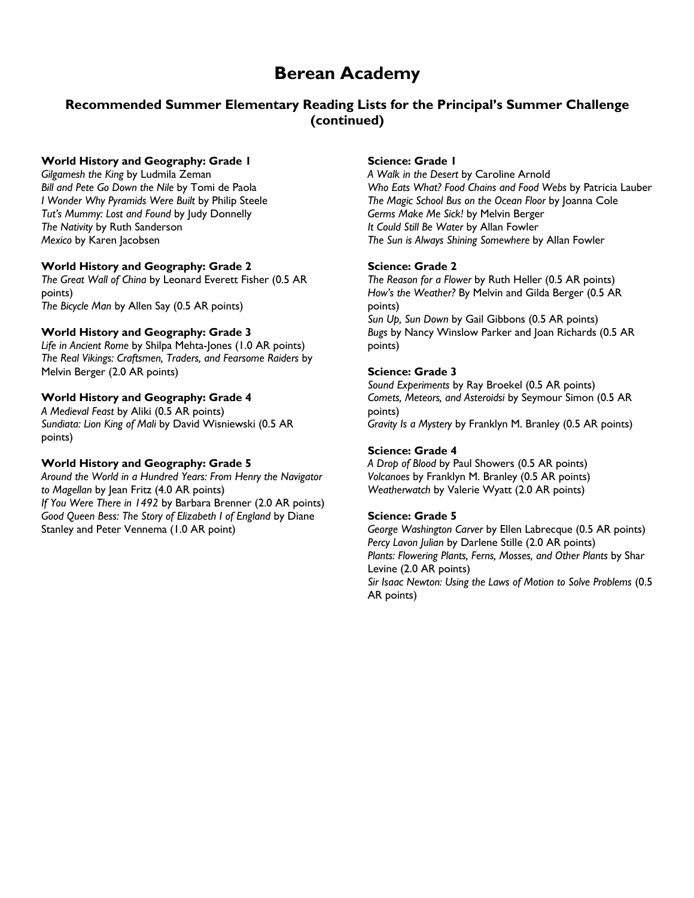# Berean Academy

## Recommended Summer Elementary Reading Lists for the Principal's Summer Challenge (continued)

**World History and Geography: Grade 1**
*Gilgamesh the King* by Ludmila Zeman
*Bill and Pete Go Down the Nile* by Tomi de Paola
*I Wonder Why Pyramids Were Built* by Philip Steele
*Tut's Mummy: Lost and Found* by Judy Donnelly
*The Nativity* by Ruth Sanderson
*Mexico* by Karen Jacobsen

**World History and Geography: Grade 2**
*The Great Wall of China* by Leonard Everett Fisher (0.5 AR points)
*The Bicycle Man* by Allen Say (0.5 AR points)

**World History and Geography: Grade 3**
*Life in Ancient Rome* by Shilpa Mehta-Jones (1.0 AR points)
*The Real Vikings: Craftsmen, Traders, and Fearsome Raiders* by Melvin Berger (2.0 AR points)

**World History and Geography: Grade 4**
*A Medieval Feast* by Aliki (0.5 AR points)
*Sundiata: Lion King of Mali* by David Wisniewski (0.5 AR points)

**World History and Geography: Grade 5**
*Around the World in a Hundred Years: From Henry the Navigator to Magellan* by Jean Fritz (4.0 AR points)
*If You Were There in 1492* by Barbara Brenner (2.0 AR points)
*Good Queen Bess: The Story of Elizabeth I of England* by Diane Stanley and Peter Vennema (1.0 AR point)

**Science: Grade 1**
*A Walk in the Desert* by Caroline Arnold
*Who Eats What? Food Chains and Food Webs* by Patricia Lauber
*The Magic School Bus on the Ocean Floor* by Joanna Cole
*Germs Make Me Sick!* by Melvin Berger
*It Could Still Be Water* by Allan Fowler
*The Sun is Always Shining Somewhere* by Allan Fowler

**Science: Grade 2**
*The Reason for a Flower* by Ruth Heller (0.5 AR points)
*How's the Weather?* By Melvin and Gilda Berger (0.5 AR points)
*Sun Up, Sun Down* by Gail Gibbons (0.5 AR points)
*Bugs* by Nancy Winslow Parker and Joan Richards (0.5 AR points)

**Science: Grade 3**
*Sound Experiments* by Ray Broekel (0.5 AR points)
*Comets, Meteors, and Asteroidsi* by Seymour Simon (0.5 AR points)
*Gravity Is a Mystery* by Franklyn M. Branley (0.5 AR points)

**Science: Grade 4**
*A Drop of Blood* by Paul Showers (0.5 AR points)
*Volcanoes* by Franklyn M. Branley (0.5 AR points)
*Weatherwatch* by Valerie Wyatt (2.0 AR points)

**Science: Grade 5**
*George Washington Carver* by Ellen Labrecque (0.5 AR points)
*Percy Lavon Julian* by Darlene Stille (2.0 AR points)
*Plants: Flowering Plants, Ferns, Mosses, and Other Plants* by Shar Levine (2.0 AR points)
*Sir Isaac Newton: Using the Laws of Motion to Solve Problems* (0.5 AR points)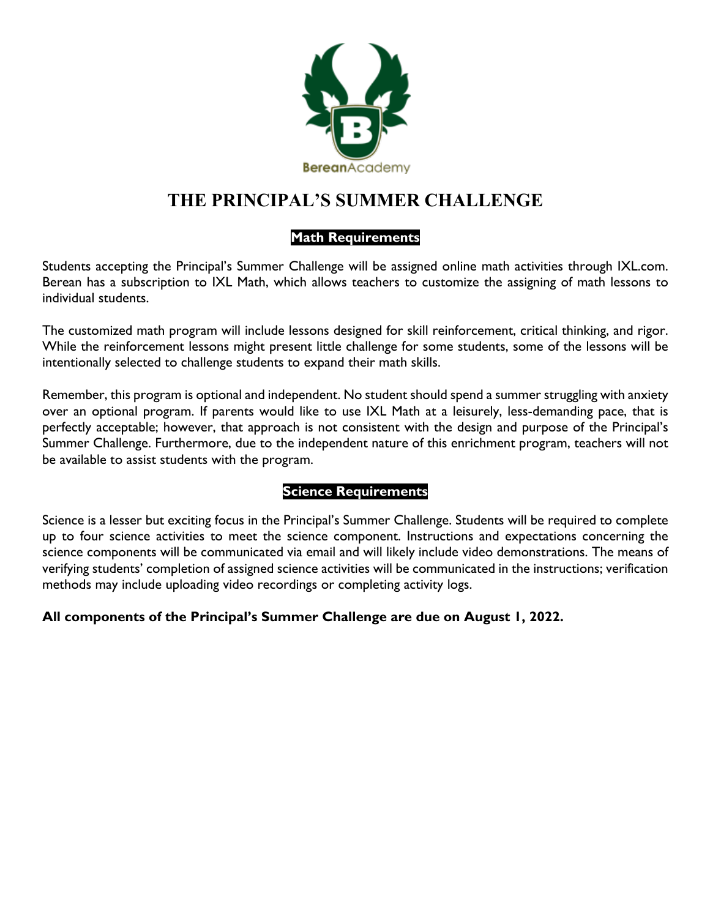# THE PRINCIPAL'S SUMMER CHALLENGE

## Math Requirements

Students accepting the Principal's Summer Challenge will be assigned online math activities through IXL.com. Berean has a subscription to IXL Math, which allows teachers to customize the assigning of math lessons to individual students.

The customized math program will include lessons designed for skill reinforcement, critical thinking, and rigor. While the reinforcement lessons might present little challenge for some students, some of the lessons will be intentionally selected to challenge students to expand their math skills.

Remember, this program is optional and independent. No student should spend a summer struggling with anxiety over an optional program. If parents would like to use IXL Math at a leisurely, less-demanding pace, that is perfectly acceptable; however, that approach is not consistent with the design and purpose of the Principal's Summer Challenge. Furthermore, due to the independent nature of this enrichment program, teachers will not be available to assist students with the program.

## Science Requirements

Science is a lesser but exciting focus in the Principal's Summer Challenge. Students will be required to complete up to four science activities to meet the science component. Instructions and expectations concerning the science components will be communicated via email and will likely include video demonstrations. The means of verifying students' completion of assigned science activities will be communicated in the instructions; verification methods may include uploading video recordings or completing activity logs.

**All components of the Principal's Summer Challenge are due on August 1, 2022.**